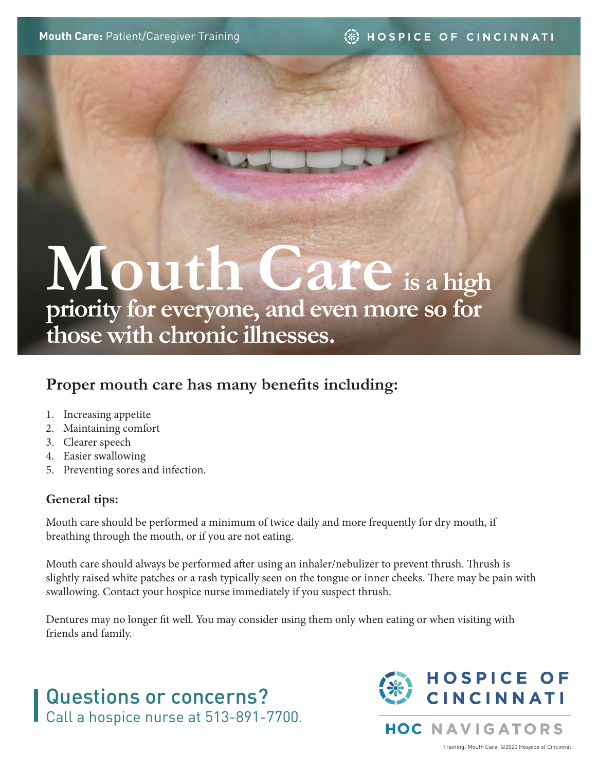Mouth Care: Patient/Caregiver Training

# Mouth Care is a high priority for everyone, and even more so for those with chronic illnesses.

## Proper mouth care has many benefits including:

1. Increasing appetite
2. Maintaining comfort
3. Clearer speech
4. Easier swallowing
5. Preventing sores and infection.

### General tips:

Mouth care should be performed a minimum of twice daily and more frequently for dry mouth, if breathing through the mouth, or if you are not eating.

Mouth care should always be performed after using an inhaler/nebulizer to prevent thrush. Thrush is slightly raised white patches or a rash typically seen on the tongue or inner cheeks. There may be pain with swallowing. Contact your hospice nurse immediately if you suspect thrush.

Dentures may no longer fit well. You may consider using them only when eating or when visiting with friends and family.

## Questions or concerns?

Call a hospice nurse at 513-891-7700.

HOSPICE OF CINCINNATI

HOC NAVIGATORS

Training: Mouth Care. ©2020 Hospice of Cincinnati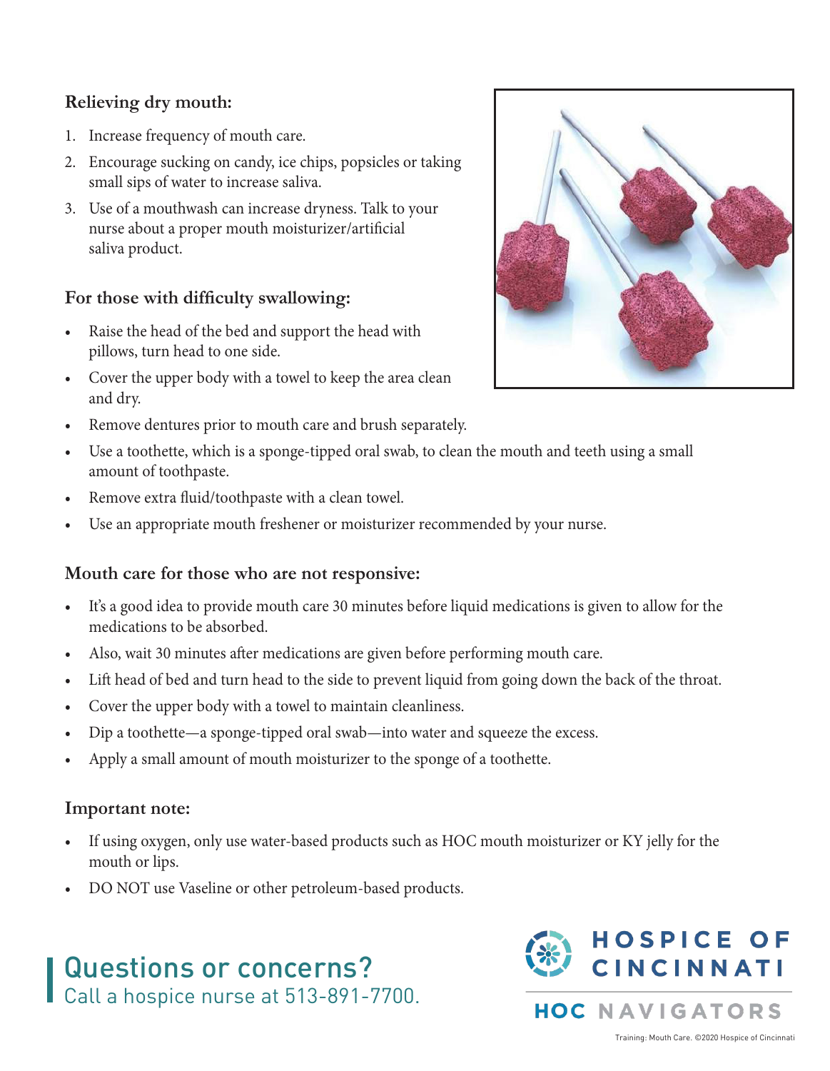## Relieving dry mouth:

1. Increase frequency of mouth care.
2. Encourage sucking on candy, ice chips, popsicles or taking small sips of water to increase saliva.
3. Use of a mouthwash can increase dryness. Talk to your nurse about a proper mouth moisturizer/artificial saliva product.

## For those with difficulty swallowing:

- Raise the head of the bed and support the head with pillows, turn head to one side.
- Cover the upper body with a towel to keep the area clean and dry.
- Remove dentures prior to mouth care and brush separately.
- Use a toothette, which is a sponge-tipped oral swab, to clean the mouth and teeth using a small amount of toothpaste.
- Remove extra fluid/toothpaste with a clean towel.
- Use an appropriate mouth freshener or moisturizer recommended by your nurse.

## Mouth care for those who are not responsive:

- It's a good idea to provide mouth care 30 minutes before liquid medications is given to allow for the medications to be absorbed.
- Also, wait 30 minutes after medications are given before performing mouth care.
- Lift head of bed and turn head to the side to prevent liquid from going down the back of the throat.
- Cover the upper body with a towel to maintain cleanliness.
- Dip a toothette—a sponge-tipped oral swab—into water and squeeze the excess.
- Apply a small amount of mouth moisturizer to the sponge of a toothette.

## Important note:

- If using oxygen, only use water-based products such as HOC mouth moisturizer or KY jelly for the mouth or lips.
- DO NOT use Vaseline or other petroleum-based products.

## Questions or concerns?

Call a hospice nurse at 513-891-7700.

HOSPICE OF CINCINNATI

HOC NAVIGATORS

Training: Mouth Care. ©2020 Hospice of Cincinnati